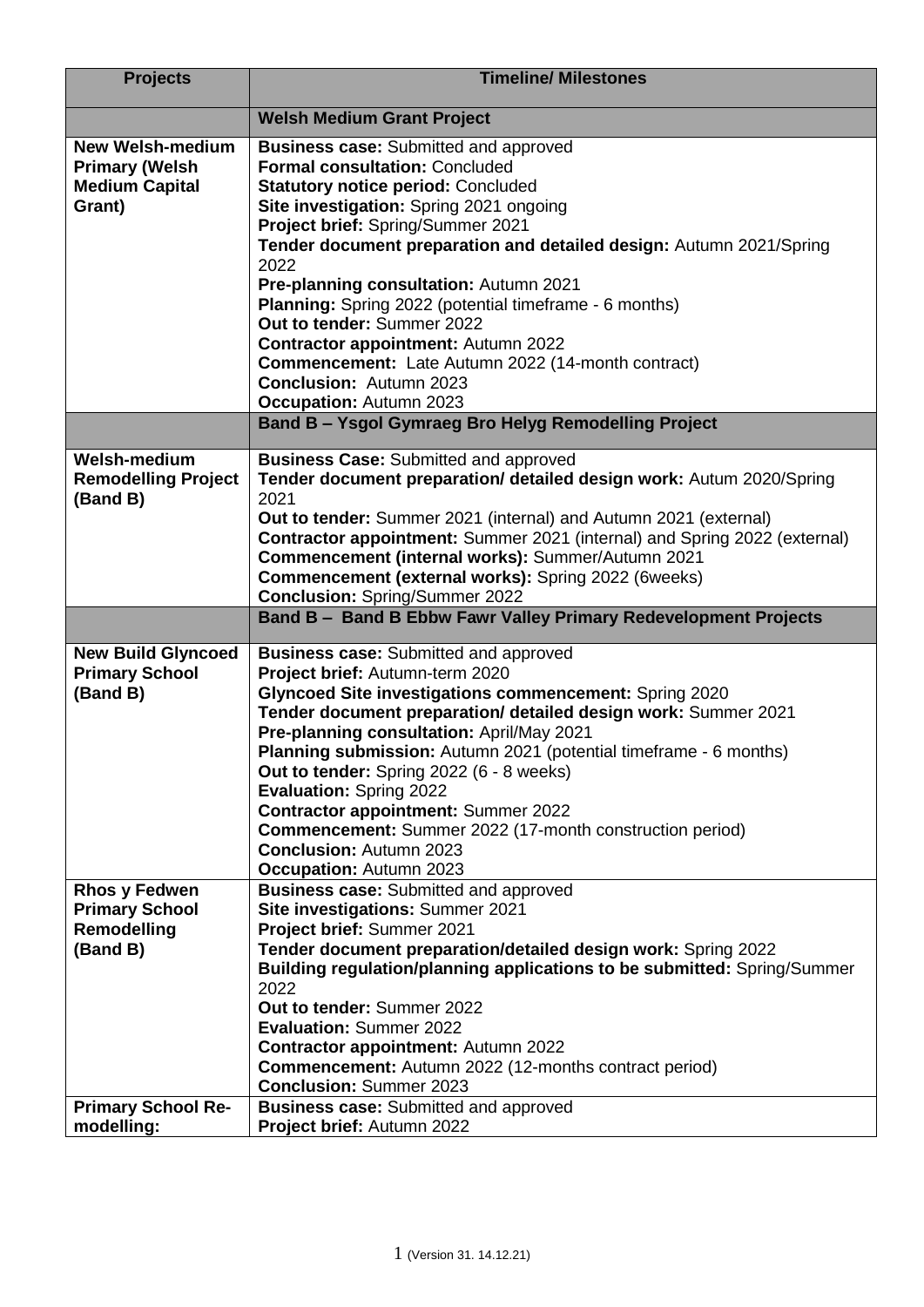| Projects | Timeline/ Milestones |
|---|---|
| | **Welsh Medium Grant Project** |
| **New Welsh-medium Primary (Welsh Medium Capital Grant)** | **Business case:** Submitted and approved<br>**Formal consultation:** Concluded<br>**Statutory notice period:** Concluded<br>**Site investigation:** Spring 2021 ongoing<br>**Project brief:** Spring/Summer 2021<br>**Tender document preparation and detailed design:** Autumn 2021/Spring 2022<br>**Pre-planning consultation:** Autumn 2021<br>**Planning:** Spring 2022 (potential timeframe - 6 months)<br>**Out to tender:** Summer 2022<br>**Contractor appointment:** Autumn 2022<br>**Commencement:** Late Autumn 2022 (14-month contract)<br>**Conclusion:** Autumn 2023<br>**Occupation:** Autumn 2023 |
| | **Band B – Ysgol Gymraeg Bro Helyg Remodelling Project** |
| **Welsh-medium Remodelling Project (Band B)** | **Business Case:** Submitted and approved<br>**Tender document preparation/ detailed design work:** Autum 2020/Spring 2021<br>**Out to tender:** Summer 2021 (internal) and Autumn 2021 (external)<br>**Contractor appointment:** Summer 2021 (internal) and Spring 2022 (external)<br>**Commencement (internal works):** Summer/Autumn 2021<br>**Commencement (external works):** Spring 2022 (6weeks)<br>**Conclusion:** Spring/Summer 2022 |
| | **Band B – Band B Ebbw Fawr Valley Primary Redevelopment Projects** |
| **New Build Glyncoed Primary School (Band B)** | **Business case:** Submitted and approved<br>**Project brief:** Autumn-term 2020<br>**Glyncoed Site investigations commencement:** Spring 2020<br>**Tender document preparation/ detailed design work:** Summer 2021<br>**Pre-planning consultation:** April/May 2021<br>**Planning submission:** Autumn 2021 (potential timeframe - 6 months)<br>**Out to tender:** Spring 2022 (6 - 8 weeks)<br>**Evaluation:** Spring 2022<br>**Contractor appointment:** Summer 2022<br>**Commencement:** Summer 2022 (17-month construction period)<br>**Conclusion:** Autumn 2023<br>**Occupation:** Autumn 2023 |
| **Rhos y Fedwen Primary School Remodelling (Band B)** | **Business case:** Submitted and approved<br>**Site investigations:** Summer 2021<br>**Project brief:** Summer 2021<br>**Tender document preparation/detailed design work:** Spring 2022<br>**Building regulation/planning applications to be submitted:** Spring/Summer 2022<br>**Out to tender:** Summer 2022<br>**Evaluation:** Summer 2022<br>**Contractor appointment:** Autumn 2022<br>**Commencement:** Autumn 2022 (12-months contract period)<br>**Conclusion:** Summer 2023 |
| **Primary School Re-modelling:** | **Business case:** Submitted and approved<br>**Project brief:** Autumn 2022 |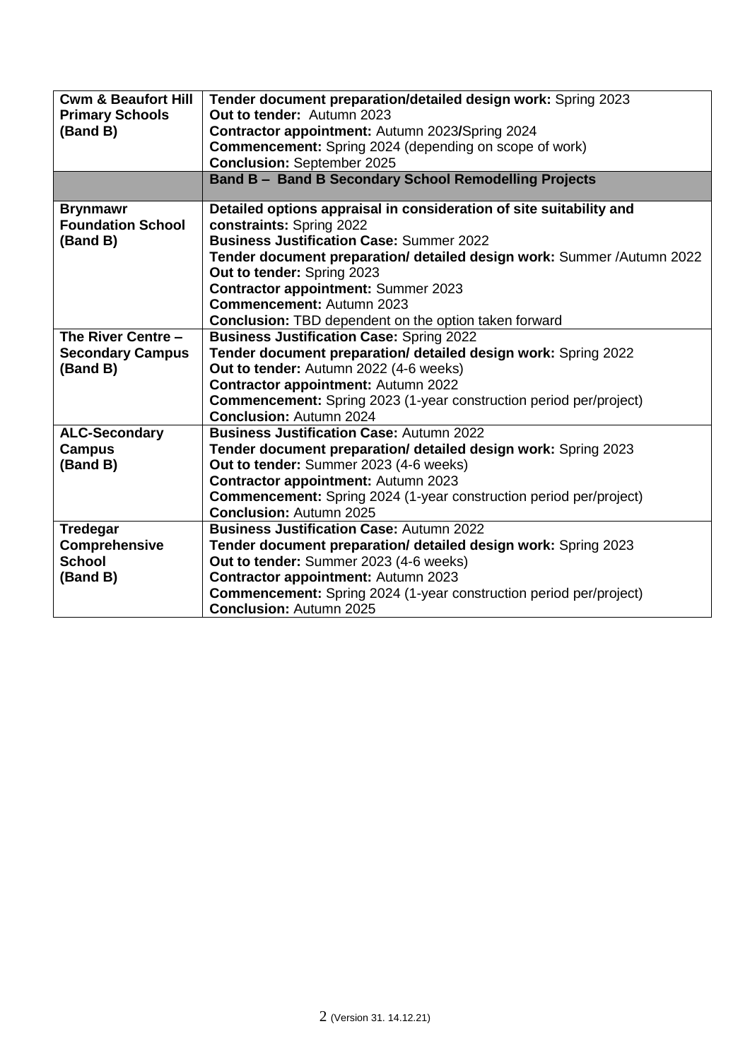| | |
|---|---|
| **Cwm & Beaufort Hill Primary Schools (Band B)** | **Tender document preparation/detailed design work:** Spring 2023<br>**Out to tender:** Autumn 2023<br>**Contractor appointment:** Autumn 2023**/**Spring 2024<br>**Commencement:** Spring 2024 (depending on scope of work)<br>**Conclusion:** September 2025 |
| | **Band B – Band B Secondary School Remodelling Projects** |
| **Brynmawr Foundation School (Band B)** | **Detailed options appraisal in consideration of site suitability and constraints:** Spring 2022<br>**Business Justification Case:** Summer 2022<br>**Tender document preparation/ detailed design work:** Summer /Autumn 2022<br>**Out to tender:** Spring 2023<br>**Contractor appointment:** Summer 2023<br>**Commencement:** Autumn 2023<br>**Conclusion:** TBD dependent on the option taken forward |
| **The River Centre – Secondary Campus (Band B)** | **Business Justification Case:** Spring 2022<br>**Tender document preparation/ detailed design work:** Spring 2022<br>**Out to tender:** Autumn 2022 (4-6 weeks)<br>**Contractor appointment:** Autumn 2022<br>**Commencement:** Spring 2023 (1-year construction period per/project)<br>**Conclusion:** Autumn 2024 |
| **ALC-Secondary Campus (Band B)** | **Business Justification Case:** Autumn 2022<br>**Tender document preparation/ detailed design work:** Spring 2023<br>**Out to tender:** Summer 2023 (4-6 weeks)<br>**Contractor appointment:** Autumn 2023<br>**Commencement:** Spring 2024 (1-year construction period per/project)<br>**Conclusion:** Autumn 2025 |
| **Tredegar Comprehensive School (Band B)** | **Business Justification Case:** Autumn 2022<br>**Tender document preparation/ detailed design work:** Spring 2023<br>**Out to tender:** Summer 2023 (4-6 weeks)<br>**Contractor appointment:** Autumn 2023<br>**Commencement:** Spring 2024 (1-year construction period per/project)<br>**Conclusion:** Autumn 2025 |

(Version 31. 14.12.21)